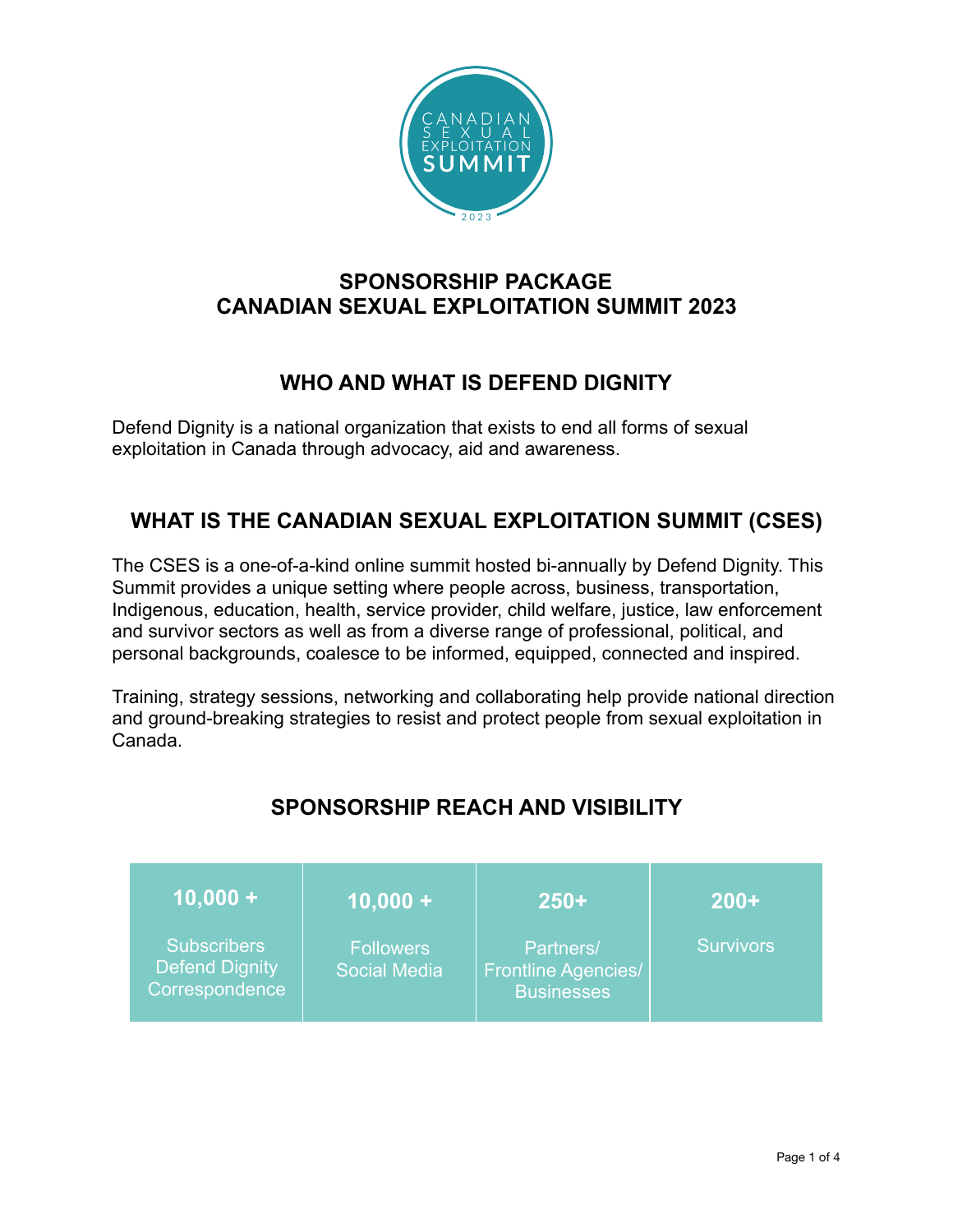# SPONSORSHIP PACKAGE
# CANADIAN SEXUAL EXPLOITATION SUMMIT 2023

## WHO AND WHAT IS DEFEND DIGNITY

Defend Dignity is a national organization that exists to end all forms of sexual exploitation in Canada through advocacy, aid and awareness.

## WHAT IS THE CANADIAN SEXUAL EXPLOITATION SUMMIT (CSES)

The CSES is a one-of-a-kind online summit hosted bi-annually by Defend Dignity. This Summit provides a unique setting where people across, business, transportation, Indigenous, education, health, service provider, child welfare, justice, law enforcement and survivor sectors as well as from a diverse range of professional, political, and personal backgrounds, coalesce to be informed, equipped, connected and inspired.

Training, strategy sessions, networking and collaborating help provide national direction and ground-breaking strategies to resist and protect people from sexual exploitation in Canada.

## SPONSORSHIP REACH AND VISIBILITY

| 10,000 + | 10,000 + | 250+ | 200+ |
|---|---|---|---|
| Subscribers Defend Dignity Correspondence | Followers Social Media | Partners/ Frontline Agencies/ Businesses | Survivors |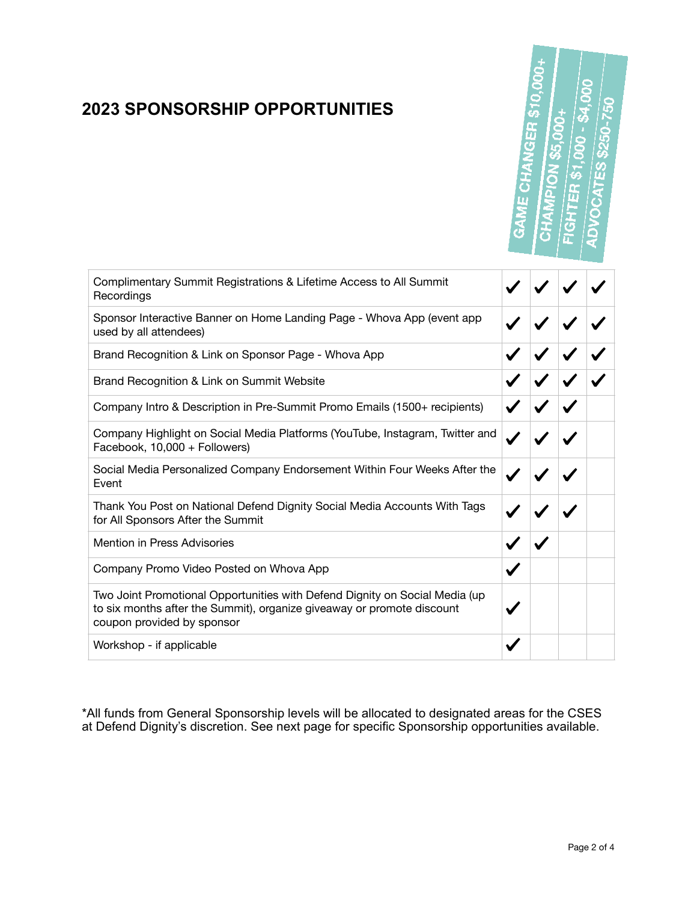## 2023 SPONSORSHIP OPPORTUNITIES

| | GAME CHANGER $10,000+ | CHAMPION $5,000+ | FIGHTER $1,000 - $4,000 | ADVOCATES $250-750 |
|---|---|---|---|---|
| Complimentary Summit Registrations & Lifetime Access to All Summit Recordings | ✔ | ✔ | ✔ | ✔ |
| Sponsor Interactive Banner on Home Landing Page - Whova App (event app used by all attendees) | ✔ | ✔ | ✔ | ✔ |
| Brand Recognition & Link on Sponsor Page - Whova App | ✔ | ✔ | ✔ | ✔ |
| Brand Recognition & Link on Summit Website | ✔ | ✔ | ✔ | ✔ |
| Company Intro & Description in Pre-Summit Promo Emails (1500+ recipients) | ✔ | ✔ | ✔ | |
| Company Highlight on Social Media Platforms (YouTube, Instagram, Twitter and Facebook, 10,000 + Followers) | ✔ | ✔ | ✔ | |
| Social Media Personalized Company Endorsement Within Four Weeks After the Event | ✔ | ✔ | ✔ | |
| Thank You Post on National Defend Dignity Social Media Accounts With Tags for All Sponsors After the Summit | ✔ | ✔ | ✔ | |
| Mention in Press Advisories | ✔ | ✔ | | |
| Company Promo Video Posted on Whova App | ✔ | | | |
| Two Joint Promotional Opportunities with Defend Dignity on Social Media (up to six months after the Summit), organize giveaway or promote discount coupon provided by sponsor | ✔ | | | |
| Workshop - if applicable | ✔ | | | |

*All funds from General Sponsorship levels will be allocated to designated areas for the CSES at Defend Dignity's discretion. See next page for specific Sponsorship opportunities available.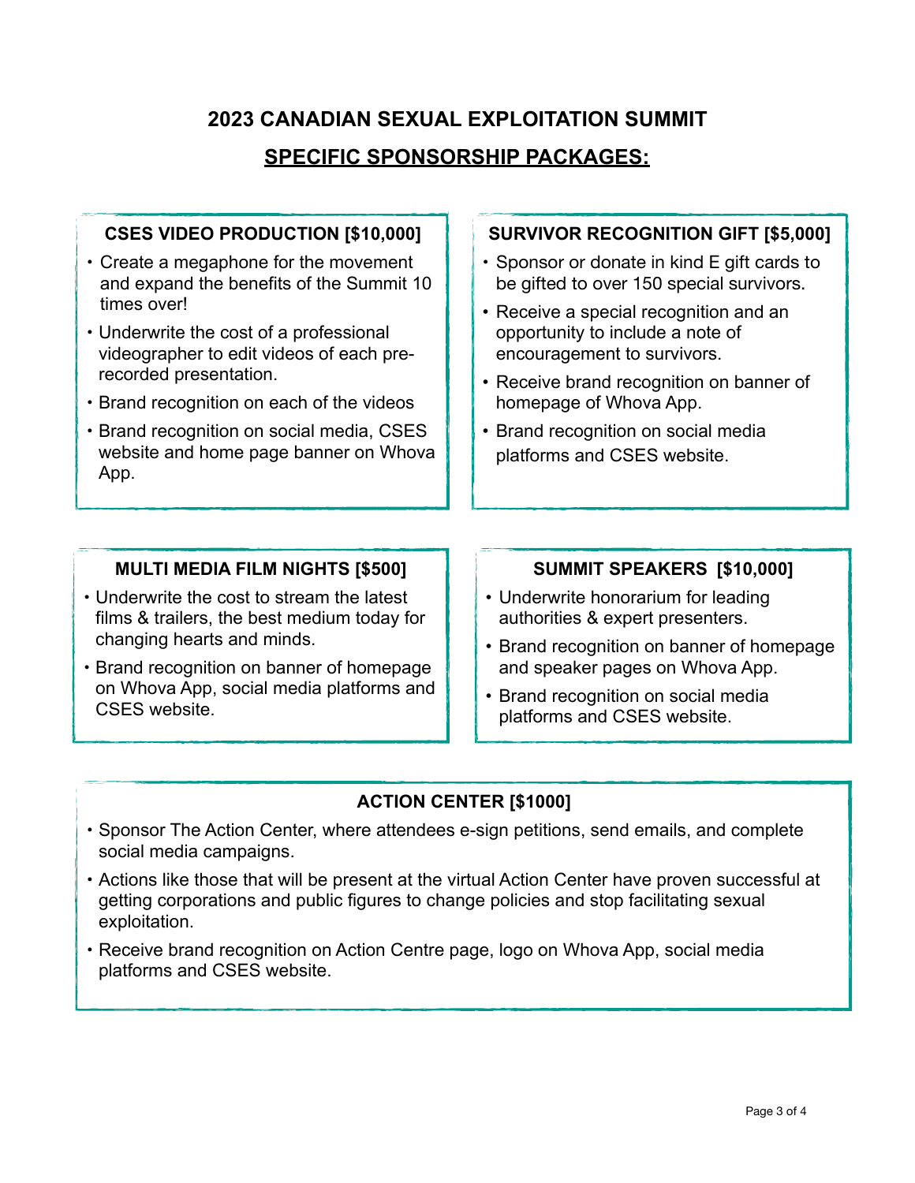# 2023 CANADIAN SEXUAL EXPLOITATION SUMMIT

## SPECIFIC SPONSORSHIP PACKAGES:

### CSES VIDEO PRODUCTION [$10,000]

- Create a megaphone for the movement and expand the benefits of the Summit 10 times over!
- Underwrite the cost of a professional videographer to edit videos of each pre-recorded presentation.
- Brand recognition on each of the videos
- Brand recognition on social media, CSES website and home page banner on Whova App.

### SURVIVOR RECOGNITION GIFT [$5,000]

- Sponsor or donate in kind E gift cards to be gifted to over 150 special survivors.
- Receive a special recognition and an opportunity to include a note of encouragement to survivors.
- Receive brand recognition on banner of homepage of Whova App.
- Brand recognition on social media platforms and CSES website.

### MULTI MEDIA FILM NIGHTS [$500]

- Underwrite the cost to stream the latest films & trailers, the best medium today for changing hearts and minds.
- Brand recognition on banner of homepage on Whova App, social media platforms and CSES website.

### SUMMIT SPEAKERS [$10,000]

- Underwrite honorarium for leading authorities & expert presenters.
- Brand recognition on banner of homepage and speaker pages on Whova App.
- Brand recognition on social media platforms and CSES website.

### ACTION CENTER [$1000]

- Sponsor The Action Center, where attendees e-sign petitions, send emails, and complete social media campaigns.
- Actions like those that will be present at the virtual Action Center have proven successful at getting corporations and public figures to change policies and stop facilitating sexual exploitation.
- Receive brand recognition on Action Centre page, logo on Whova App, social media platforms and CSES website.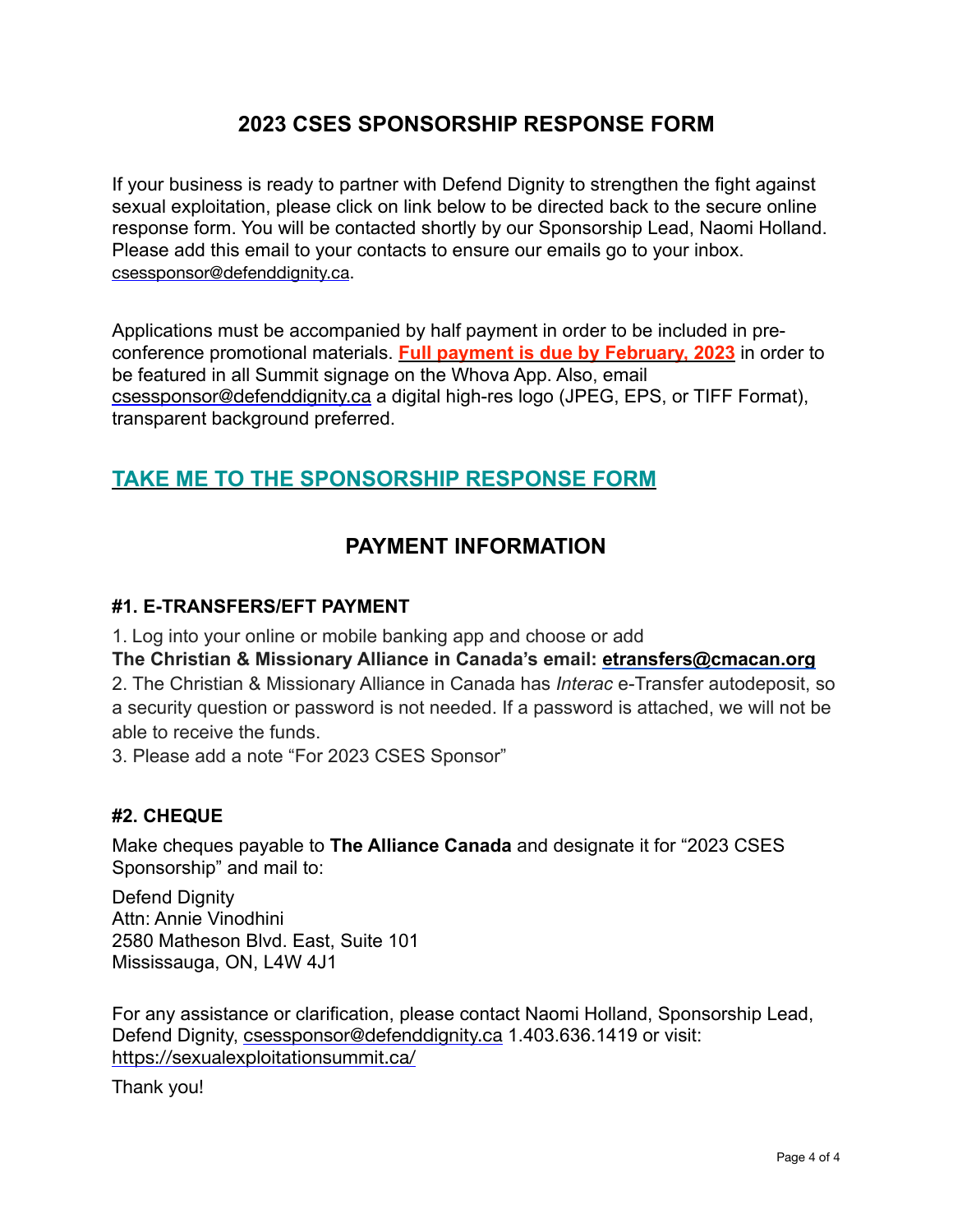# 2023 CSES SPONSORSHIP RESPONSE FORM

If your business is ready to partner with Defend Dignity to strengthen the fight against sexual exploitation, please click on link below to be directed back to the secure online response form. You will be contacted shortly by our Sponsorship Lead, Naomi Holland. Please add this email to your contacts to ensure our emails go to your inbox. csessponsor@defenddignity.ca.

Applications must be accompanied by half payment in order to be included in pre-conference promotional materials. **Full payment is due by February, 2023** in order to be featured in all Summit signage on the Whova App. Also, email csessponsor@defenddignity.ca a digital high-res logo (JPEG, EPS, or TIFF Format), transparent background preferred.

## TAKE ME TO THE SPONSORSHIP RESPONSE FORM

## PAYMENT INFORMATION

### #1. E-TRANSFERS/EFT PAYMENT

1. Log into your online or mobile banking app and choose or add **The Christian & Missionary Alliance in Canada's email: etransfers@cmacan.org**
2. The Christian & Missionary Alliance in Canada has *Interac* e-Transfer autodeposit, so a security question or password is not needed. If a password is attached, we will not be able to receive the funds.
3. Please add a note "For 2023 CSES Sponsor"

### #2. CHEQUE

Make cheques payable to **The Alliance Canada** and designate it for "2023 CSES Sponsorship" and mail to:

Defend Dignity
Attn: Annie Vinodhini
2580 Matheson Blvd. East, Suite 101
Mississauga, ON, L4W 4J1

For any assistance or clarification, please contact Naomi Holland, Sponsorship Lead, Defend Dignity, csessponsor@defenddignity.ca 1.403.636.1419 or visit: https://sexualexploitationsummit.ca/

Thank you!